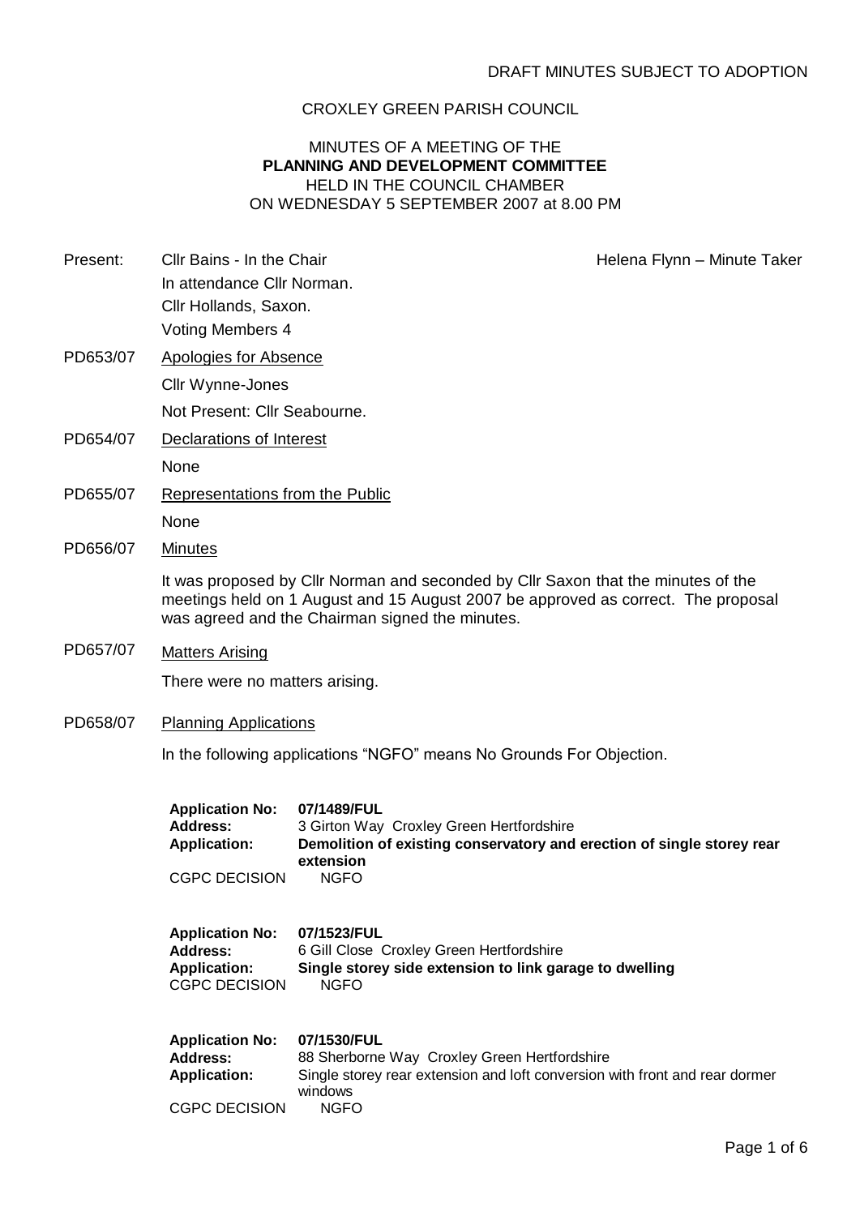DRAFT MINUTES SUBJECT TO ADOPTION

# CROXLEY GREEN PARISH COUNCIL

## MINUTES OF A MEETING OF THE **PLANNING AND DEVELOPMENT COMMITTEE** HELD IN THE COUNCIL CHAMBER ON WEDNESDAY 5 SEPTEMBER 2007 at 8.00 PM

Present: Cllr Bains - In the Chair — Helena Flynn – Minute Taker

In attendance Cllr Norman.

Cllr Hollands, Saxon.

Voting Members 4

**PD653/07 Apologies for Absence**

Cllr Wynne-Jones

Not Present: Cllr Seabourne.

**PD654/07 Declarations of Interest**

None

**PD655/07 Representations from the Public**

None

**PD656/07 Minutes**

It was proposed by Cllr Norman and seconded by Cllr Saxon that the minutes of the meetings held on 1 August and 15 August 2007 be approved as correct. The proposal was agreed and the Chairman signed the minutes.

**PD657/07 Matters Arising**

There were no matters arising.

**PD658/07 Planning Applications**

In the following applications "NGFO" means No Grounds For Objection.

**Application No:** 07/1489/FUL
**Address:** 3 Girton Way Croxley Green Hertfordshire
**Application:** **Demolition of existing conservatory and erection of single storey rear extension**
CGPC DECISION NGFO

**Application No:** 07/1523/FUL
**Address:** 6 Gill Close Croxley Green Hertfordshire
**Application:** **Single storey side extension to link garage to dwelling**
CGPC DECISION NGFO

**Application No:** 07/1530/FUL
**Address:** 88 Sherborne Way Croxley Green Hertfordshire
**Application:** Single storey rear extension and loft conversion with front and rear dormer windows
CGPC DECISION NGFO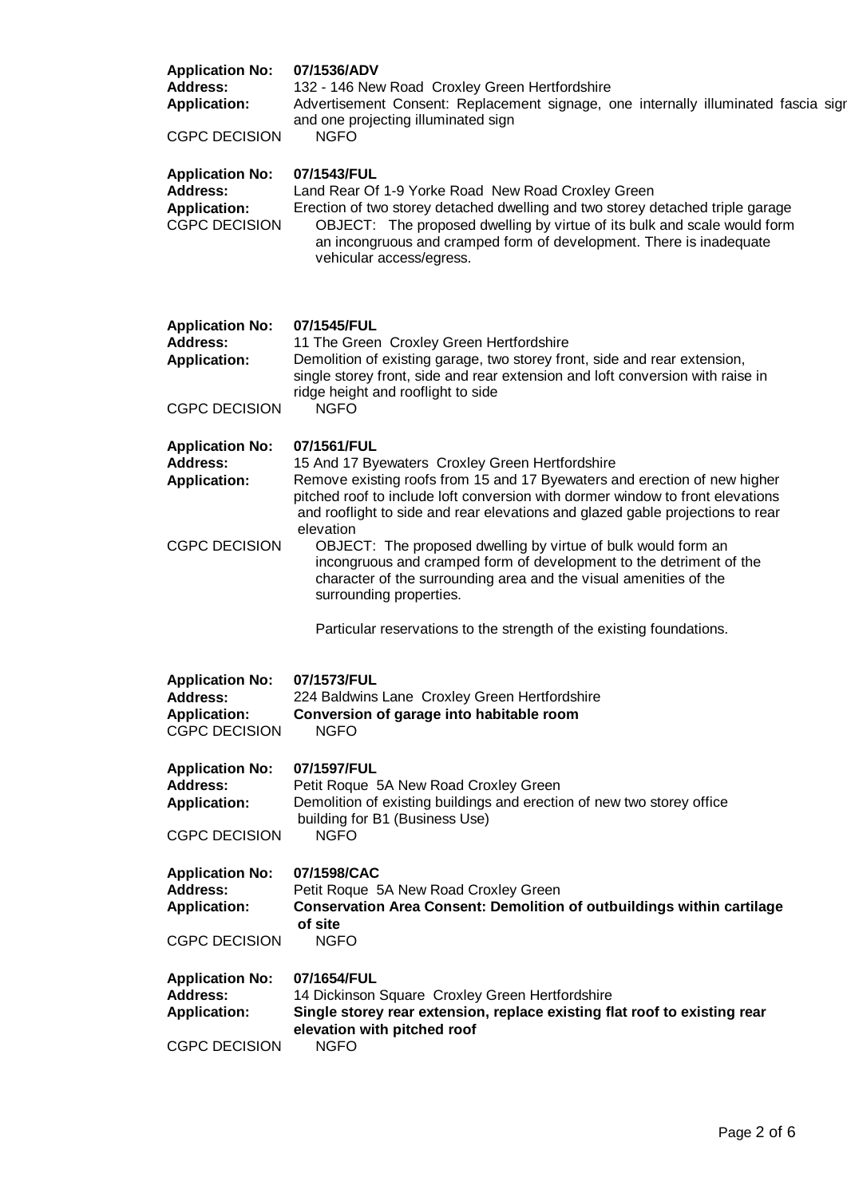**Application No:** **07/1536/ADV**
**Address:** 132 - 146 New Road Croxley Green Hertfordshire
**Application:** Advertisement Consent: Replacement signage, one internally illuminated fascia sign and one projecting illuminated sign
CGPC DECISION NGFO

**Application No:** **07/1543/FUL**
**Address:** Land Rear Of 1-9 Yorke Road New Road Croxley Green
**Application:** Erection of two storey detached dwelling and two storey detached triple garage
CGPC DECISION OBJECT: The proposed dwelling by virtue of its bulk and scale would form an incongruous and cramped form of development. There is inadequate vehicular access/egress.

**Application No:** **07/1545/FUL**
**Address:** 11 The Green Croxley Green Hertfordshire
**Application:** Demolition of existing garage, two storey front, side and rear extension, single storey front, side and rear extension and loft conversion with raise in ridge height and rooflight to side
CGPC DECISION NGFO

**Application No:** **07/1561/FUL**
**Address:** 15 And 17 Byewaters Croxley Green Hertfordshire
**Application:** Remove existing roofs from 15 and 17 Byewaters and erection of new higher pitched roof to include loft conversion with dormer window to front elevations and rooflight to side and rear elevations and glazed gable projections to rear elevation
CGPC DECISION OBJECT: The proposed dwelling by virtue of bulk would form an incongruous and cramped form of development to the detriment of the character of the surrounding area and the visual amenities of the surrounding properties.

Particular reservations to the strength of the existing foundations.

**Application No:** **07/1573/FUL**
**Address:** 224 Baldwins Lane Croxley Green Hertfordshire
**Application:** **Conversion of garage into habitable room**
CGPC DECISION NGFO

**Application No:** **07/1597/FUL**
**Address:** Petit Roque 5A New Road Croxley Green
**Application:** Demolition of existing buildings and erection of new two storey office building for B1 (Business Use)
CGPC DECISION NGFO

**Application No:** **07/1598/CAC**
**Address:** Petit Roque 5A New Road Croxley Green
**Application:** **Conservation Area Consent: Demolition of outbuildings within cartilage of site**
CGPC DECISION NGFO

**Application No:** **07/1654/FUL**
**Address:** 14 Dickinson Square Croxley Green Hertfordshire
**Application:** **Single storey rear extension, replace existing flat roof to existing rear elevation with pitched roof**
CGPC DECISION NGFO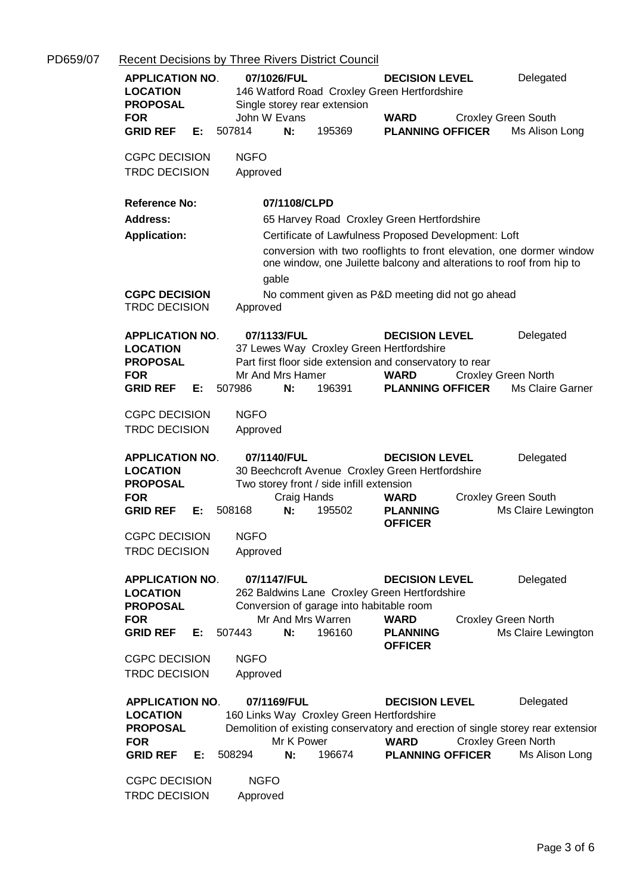PD659/07 Recent Decisions by Three Rivers District Council

**APPLICATION NO.** 07/1026/FUL **DECISION LEVEL** Delegated
**LOCATION** 146 Watford Road Croxley Green Hertfordshire
**PROPOSAL** Single storey rear extension
**FOR** John W Evans **WARD** Croxley Green South
**GRID REF E:** 507814 **N:** 195369 **PLANNING OFFICER** Ms Alison Long

CGPC DECISION NGFO
TRDC DECISION Approved

**Reference No:** **07/1108/CLPD**
**Address:** 65 Harvey Road Croxley Green Hertfordshire
**Application:** Certificate of Lawfulness Proposed Development: Loft conversion with two rooflights to front elevation, one dormer window one window, one Juilette balcony and alterations to roof from hip to gable
**CGPC DECISION** No comment given as P&D meeting did not go ahead
TRDC DECISION Approved

**APPLICATION NO.** 07/1133/FUL **DECISION LEVEL** Delegated
**LOCATION** 37 Lewes Way Croxley Green Hertfordshire
**PROPOSAL** Part first floor side extension and conservatory to rear
**FOR** Mr And Mrs Hamer **WARD** Croxley Green North
**GRID REF E:** 507986 **N:** 196391 **PLANNING OFFICER** Ms Claire Garner

CGPC DECISION NGFO
TRDC DECISION Approved

**APPLICATION NO.** 07/1140/FUL **DECISION LEVEL** Delegated
**LOCATION** 30 Beechcroft Avenue Croxley Green Hertfordshire
**PROPOSAL** Two storey front / side infill extension
**FOR** Craig Hands **WARD** Croxley Green South
**GRID REF E:** 508168 **N:** 195502 **PLANNING OFFICER** Ms Claire Lewington

CGPC DECISION NGFO
TRDC DECISION Approved

**APPLICATION NO.** 07/1147/FUL **DECISION LEVEL** Delegated
**LOCATION** 262 Baldwins Lane Croxley Green Hertfordshire
**PROPOSAL** Conversion of garage into habitable room
**FOR** Mr And Mrs Warren **WARD** Croxley Green North
**GRID REF E:** 507443 **N:** 196160 **PLANNING OFFICER** Ms Claire Lewington

CGPC DECISION NGFO
TRDC DECISION Approved

**APPLICATION NO.** 07/1169/FUL **DECISION LEVEL** Delegated
**LOCATION** 160 Links Way Croxley Green Hertfordshire
**PROPOSAL** Demolition of existing conservatory and erection of single storey rear extensior
**FOR** Mr K Power **WARD** Croxley Green North
**GRID REF E:** 508294 **N:** 196674 **PLANNING OFFICER** Ms Alison Long

CGPC DECISION NGFO
TRDC DECISION Approved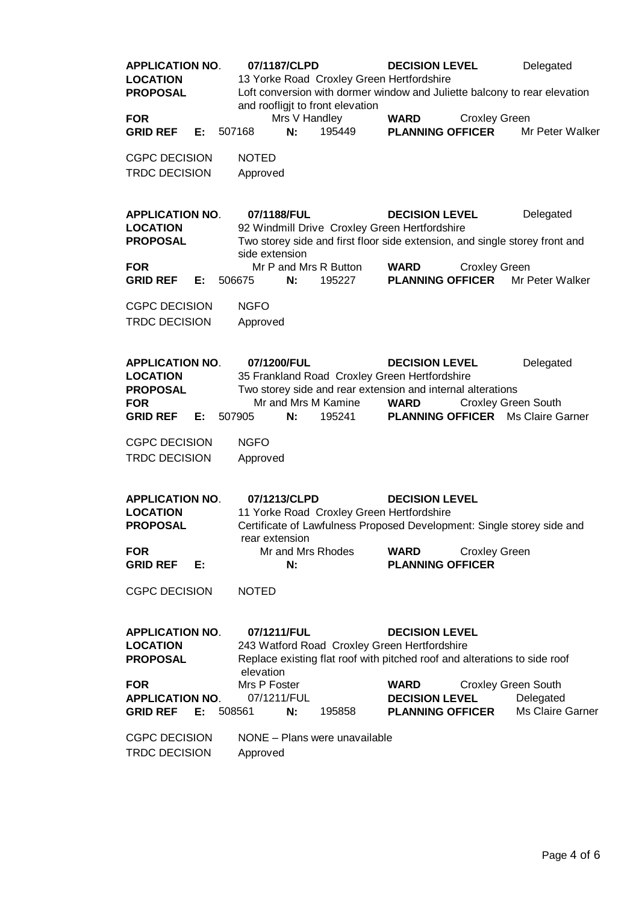**APPLICATION NO.** 07/1187/CLPD **DECISION LEVEL** Delegated
**LOCATION** 13 Yorke Road Croxley Green Hertfordshire
**PROPOSAL** Loft conversion with dormer window and Juliette balcony to rear elevation and roofligjt to front elevation
**FOR** Mrs V Handley **WARD** Croxley Green
**GRID REF E:** 507168 **N:** 195449 **PLANNING OFFICER** Mr Peter Walker

CGPC DECISION NOTED
TRDC DECISION Approved

**APPLICATION NO.** 07/1188/FUL **DECISION LEVEL** Delegated
**LOCATION** 92 Windmill Drive Croxley Green Hertfordshire
**PROPOSAL** Two storey side and first floor side extension, and single storey front and side extension
**FOR** Mr P and Mrs R Button **WARD** Croxley Green
**GRID REF E:** 506675 **N:** 195227 **PLANNING OFFICER** Mr Peter Walker

CGPC DECISION NGFO
TRDC DECISION Approved

**APPLICATION NO.** 07/1200/FUL **DECISION LEVEL** Delegated
**LOCATION** 35 Frankland Road Croxley Green Hertfordshire
**PROPOSAL** Two storey side and rear extension and internal alterations
**FOR** Mr and Mrs M Kamine **WARD** Croxley Green South
**GRID REF E:** 507905 **N:** 195241 **PLANNING OFFICER** Ms Claire Garner

CGPC DECISION NGFO
TRDC DECISION Approved

**APPLICATION NO.** 07/1213/CLPD **DECISION LEVEL**
**LOCATION** 11 Yorke Road Croxley Green Hertfordshire
**PROPOSAL** Certificate of Lawfulness Proposed Development: Single storey side and rear extension
**FOR** Mr and Mrs Rhodes **WARD** Croxley Green
**GRID REF E:** **N:** **PLANNING OFFICER**

CGPC DECISION NOTED

**APPLICATION NO.** 07/1211/FUL **DECISION LEVEL**
**LOCATION** 243 Watford Road Croxley Green Hertfordshire
**PROPOSAL** Replace existing flat roof with pitched roof and alterations to side roof elevation
**FOR** Mrs P Foster **WARD** Croxley Green South
**APPLICATION NO.** 07/1211/FUL **DECISION LEVEL** Delegated
**GRID REF E:** 508561 **N:** 195858 **PLANNING OFFICER** Ms Claire Garner

CGPC DECISION NONE – Plans were unavailable
TRDC DECISION Approved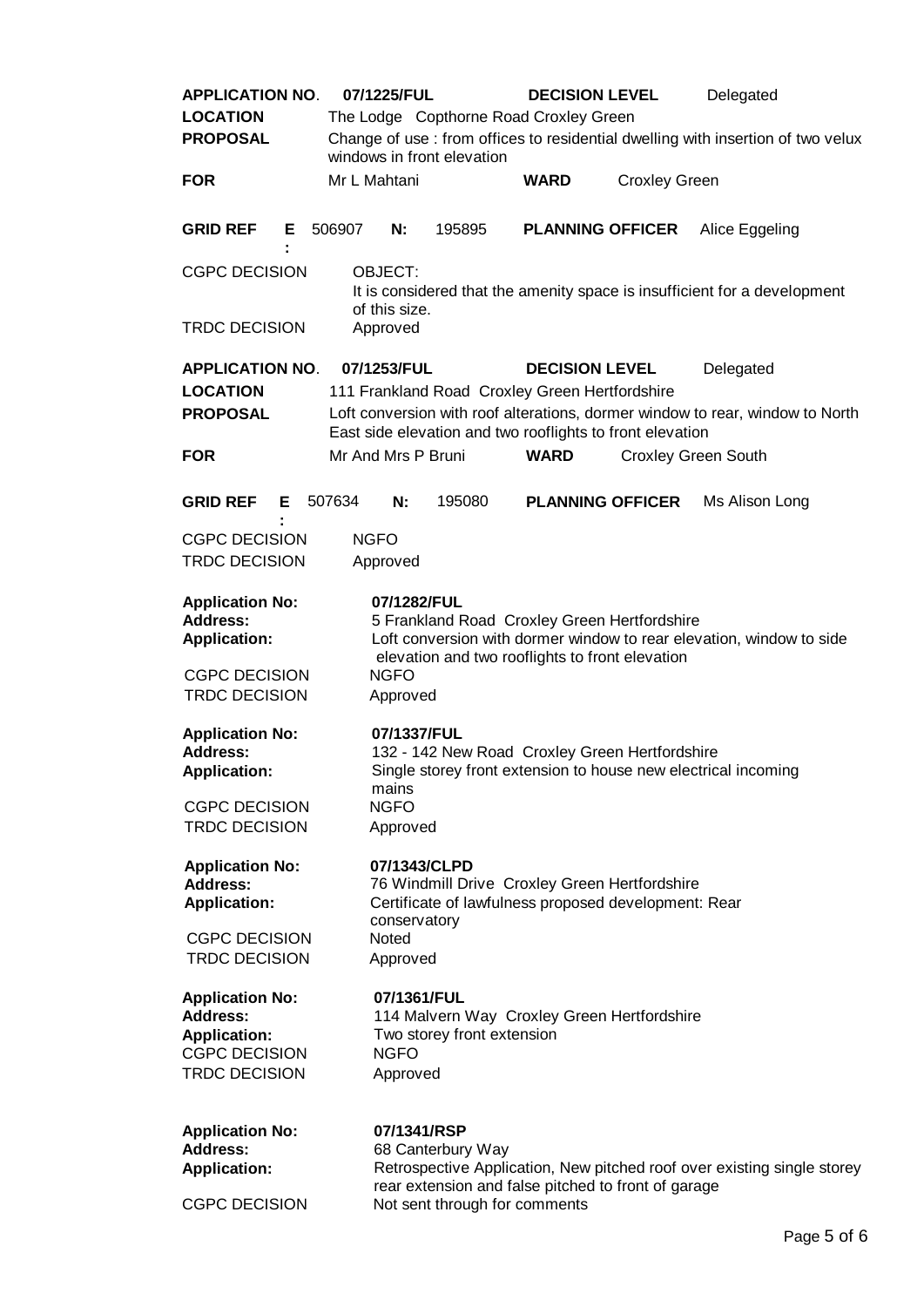**APPLICATION NO.** **07/1225/FUL** **DECISION LEVEL** Delegated

**LOCATION** The Lodge Copthorne Road Croxley Green

**PROPOSAL** Change of use : from offices to residential dwelling with insertion of two velux windows in front elevation

**FOR** Mr L Mahtani **WARD** Croxley Green

**GRID REF E:** 506907 **N:** 195895 **PLANNING OFFICER** Alice Eggeling

CGPC DECISION OBJECT:
It is considered that the amenity space is insufficient for a development of this size.

TRDC DECISION Approved

**APPLICATION NO.** **07/1253/FUL** **DECISION LEVEL** Delegated

**LOCATION** 111 Frankland Road Croxley Green Hertfordshire

**PROPOSAL** Loft conversion with roof alterations, dormer window to rear, window to North East side elevation and two rooflights to front elevation

**FOR** Mr And Mrs P Bruni **WARD** Croxley Green South

**GRID REF E:** 507634 **N:** 195080 **PLANNING OFFICER** Ms Alison Long

CGPC DECISION NGFO

TRDC DECISION Approved

**Application No:** **07/1282/FUL**
**Address:** 5 Frankland Road Croxley Green Hertfordshire
**Application:** Loft conversion with dormer window to rear elevation, window to side elevation and two rooflights to front elevation
CGPC DECISION NGFO
TRDC DECISION Approved

**Application No:** **07/1337/FUL**
**Address:** 132 - 142 New Road Croxley Green Hertfordshire
**Application:** Single storey front extension to house new electrical incoming mains
CGPC DECISION NGFO
TRDC DECISION Approved

**Application No:** **07/1343/CLPD**
**Address:** 76 Windmill Drive Croxley Green Hertfordshire
**Application:** Certificate of lawfulness proposed development: Rear conservatory
CGPC DECISION Noted
TRDC DECISION Approved

**Application No:** **07/1361/FUL**
**Address:** 114 Malvern Way Croxley Green Hertfordshire
**Application:** Two storey front extension
CGPC DECISION NGFO
TRDC DECISION Approved

**Application No:** **07/1341/RSP**
**Address:** 68 Canterbury Way
**Application:** Retrospective Application, New pitched roof over existing single storey rear extension and false pitched to front of garage
CGPC DECISION Not sent through for comments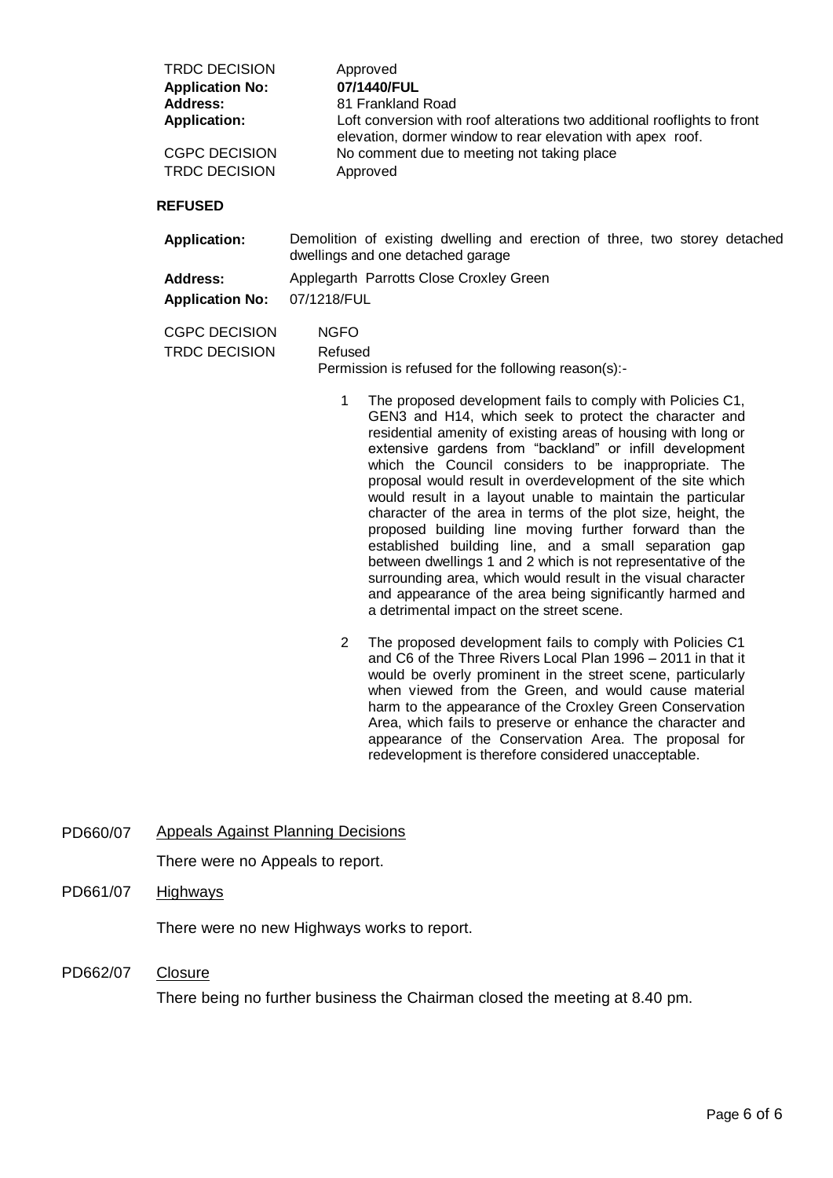TRDC DECISION Approved

**Application No:** **07/1440/FUL**
**Address:** 81 Frankland Road
**Application:** Loft conversion with roof alterations two additional rooflights to front elevation, dormer window to rear elevation with apex roof.
CGPC DECISION No comment due to meeting not taking place
TRDC DECISION Approved

**REFUSED**

**Application:** Demolition of existing dwelling and erection of three, two storey detached dwellings and one detached garage
**Address:** Applegarth Parrotts Close Croxley Green
**Application No:** 07/1218/FUL

CGPC DECISION NGFO
TRDC DECISION Refused
Permission is refused for the following reason(s):-

1. The proposed development fails to comply with Policies C1, GEN3 and H14, which seek to protect the character and residential amenity of existing areas of housing with long or extensive gardens from "backland" or infill development which the Council considers to be inappropriate. The proposal would result in overdevelopment of the site which would result in a layout unable to maintain the particular character of the area in terms of the plot size, height, the proposed building line moving further forward than the established building line, and a small separation gap between dwellings 1 and 2 which is not representative of the surrounding area, which would result in the visual character and appearance of the area being significantly harmed and a detrimental impact on the street scene.

2. The proposed development fails to comply with Policies C1 and C6 of the Three Rivers Local Plan 1996 – 2011 in that it would be overly prominent in the street scene, particularly when viewed from the Green, and would cause material harm to the appearance of the Croxley Green Conservation Area, which fails to preserve or enhance the character and appearance of the Conservation Area. The proposal for redevelopment is therefore considered unacceptable.

PD660/07 Appeals Against Planning Decisions

There were no Appeals to report.

PD661/07 Highways

There were no new Highways works to report.

PD662/07 Closure

There being no further business the Chairman closed the meeting at 8.40 pm.